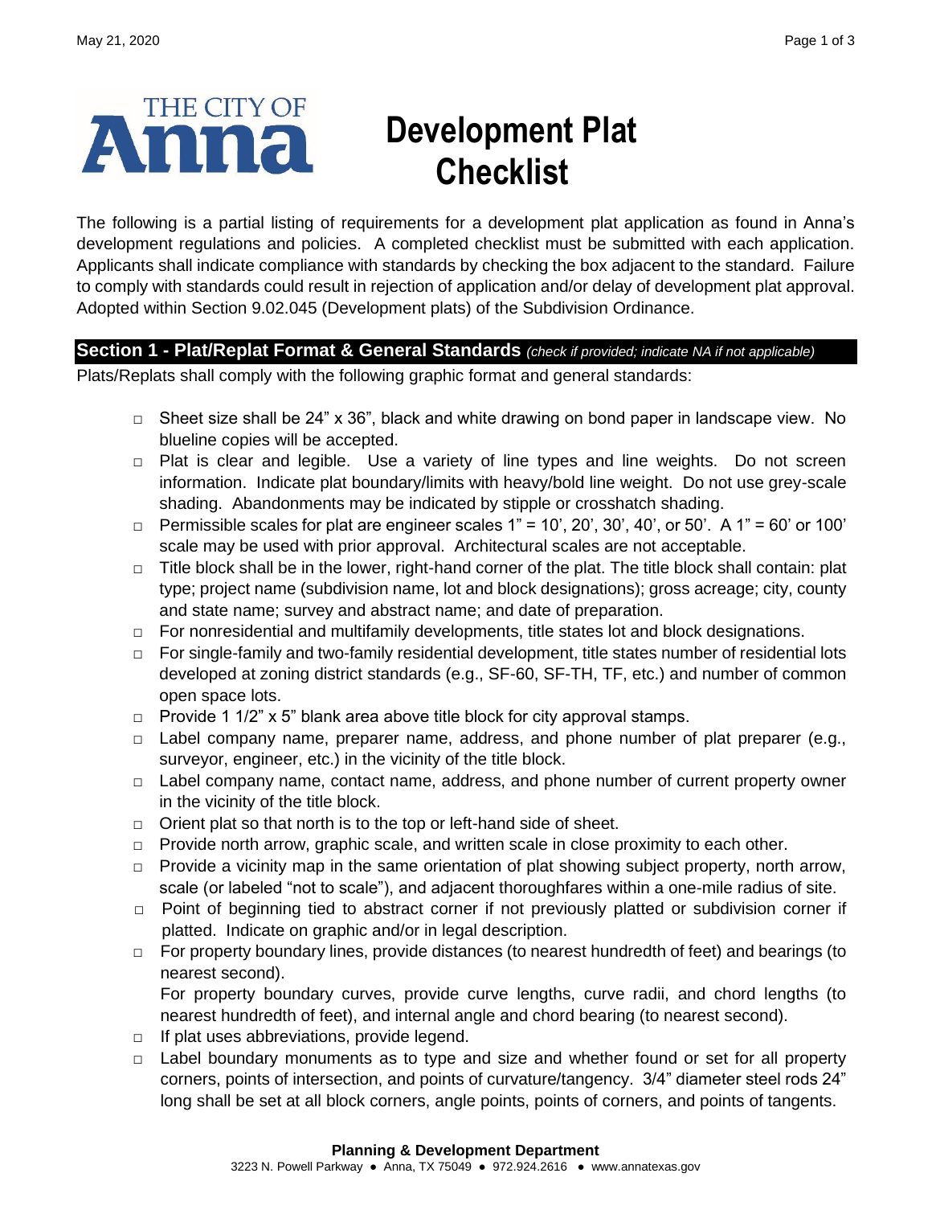# Development Plat Checklist

The following is a partial listing of requirements for a development plat application as found in Anna's development regulations and policies. A completed checklist must be submitted with each application. Applicants shall indicate compliance with standards by checking the box adjacent to the standard. Failure to comply with standards could result in rejection of application and/or delay of development plat approval. Adopted within Section 9.02.045 (Development plats) of the Subdivision Ordinance.

## Section 1 - Plat/Replat Format & General Standards *(check if provided; indicate NA if not applicable)*

Plats/Replats shall comply with the following graphic format and general standards:

- □ Sheet size shall be 24" x 36", black and white drawing on bond paper in landscape view. No blueline copies will be accepted.
- □ Plat is clear and legible. Use a variety of line types and line weights. Do not screen information. Indicate plat boundary/limits with heavy/bold line weight. Do not use grey-scale shading. Abandonments may be indicated by stipple or crosshatch shading.
- □ Permissible scales for plat are engineer scales 1" = 10', 20', 30', 40', or 50'. A 1" = 60' or 100' scale may be used with prior approval. Architectural scales are not acceptable.
- □ Title block shall be in the lower, right-hand corner of the plat. The title block shall contain: plat type; project name (subdivision name, lot and block designations); gross acreage; city, county and state name; survey and abstract name; and date of preparation.
- □ For nonresidential and multifamily developments, title states lot and block designations.
- □ For single-family and two-family residential development, title states number of residential lots developed at zoning district standards (e.g., SF-60, SF-TH, TF, etc.) and number of common open space lots.
- □ Provide 1 1/2" x 5" blank area above title block for city approval stamps.
- □ Label company name, preparer name, address, and phone number of plat preparer (e.g., surveyor, engineer, etc.) in the vicinity of the title block.
- □ Label company name, contact name, address, and phone number of current property owner in the vicinity of the title block.
- □ Orient plat so that north is to the top or left-hand side of sheet.
- □ Provide north arrow, graphic scale, and written scale in close proximity to each other.
- □ Provide a vicinity map in the same orientation of plat showing subject property, north arrow, scale (or labeled "not to scale"), and adjacent thoroughfares within a one-mile radius of site.
- □ Point of beginning tied to abstract corner if not previously platted or subdivision corner if platted. Indicate on graphic and/or in legal description.
- □ For property boundary lines, provide distances (to nearest hundredth of feet) and bearings (to nearest second).  
  For property boundary curves, provide curve lengths, curve radii, and chord lengths (to nearest hundredth of feet), and internal angle and chord bearing (to nearest second).
- □ If plat uses abbreviations, provide legend.
- □ Label boundary monuments as to type and size and whether found or set for all property corners, points of intersection, and points of curvature/tangency. 3/4" diameter steel rods 24" long shall be set at all block corners, angle points, points of corners, and points of tangents.

**Planning & Development Department**
3223 N. Powell Parkway ● Anna, TX 75049 ● 972.924.2616 ● www.annatexas.gov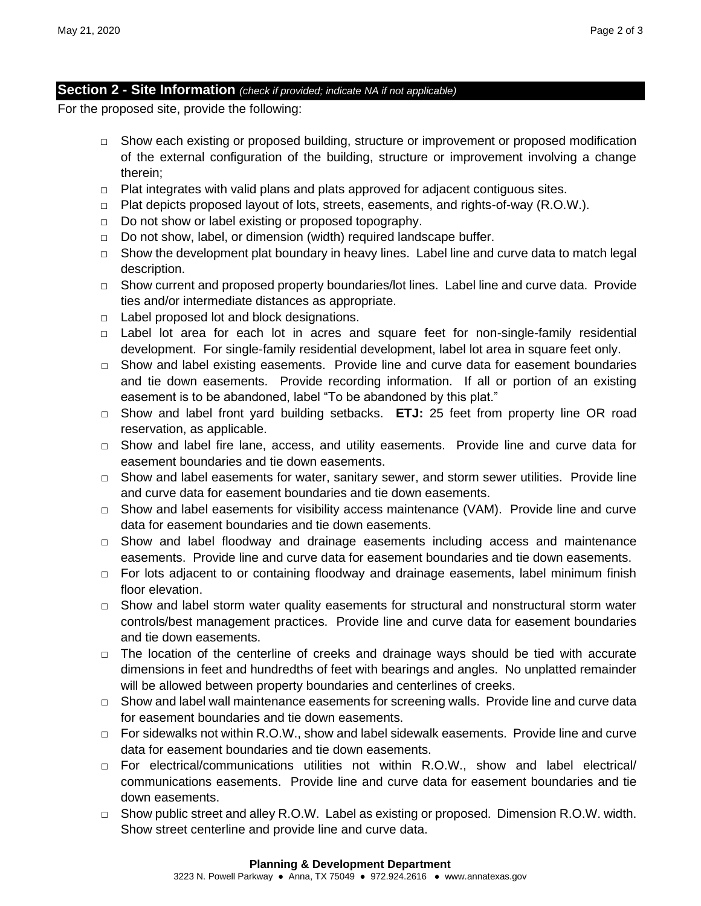## Section 2 - Site Information *(check if provided; indicate NA if not applicable)*

For the proposed site, provide the following:

- □ Show each existing or proposed building, structure or improvement or proposed modification of the external configuration of the building, structure or improvement involving a change therein;
- □ Plat integrates with valid plans and plats approved for adjacent contiguous sites.
- □ Plat depicts proposed layout of lots, streets, easements, and rights-of-way (R.O.W.).
- □ Do not show or label existing or proposed topography.
- □ Do not show, label, or dimension (width) required landscape buffer.
- □ Show the development plat boundary in heavy lines. Label line and curve data to match legal description.
- □ Show current and proposed property boundaries/lot lines. Label line and curve data. Provide ties and/or intermediate distances as appropriate.
- □ Label proposed lot and block designations.
- □ Label lot area for each lot in acres and square feet for non-single-family residential development. For single-family residential development, label lot area in square feet only.
- □ Show and label existing easements. Provide line and curve data for easement boundaries and tie down easements. Provide recording information. If all or portion of an existing easement is to be abandoned, label "To be abandoned by this plat."
- □ Show and label front yard building setbacks. **ETJ:** 25 feet from property line OR road reservation, as applicable.
- □ Show and label fire lane, access, and utility easements. Provide line and curve data for easement boundaries and tie down easements.
- □ Show and label easements for water, sanitary sewer, and storm sewer utilities. Provide line and curve data for easement boundaries and tie down easements.
- □ Show and label easements for visibility access maintenance (VAM). Provide line and curve data for easement boundaries and tie down easements.
- □ Show and label floodway and drainage easements including access and maintenance easements. Provide line and curve data for easement boundaries and tie down easements.
- □ For lots adjacent to or containing floodway and drainage easements, label minimum finish floor elevation.
- □ Show and label storm water quality easements for structural and nonstructural storm water controls/best management practices. Provide line and curve data for easement boundaries and tie down easements.
- □ The location of the centerline of creeks and drainage ways should be tied with accurate dimensions in feet and hundredths of feet with bearings and angles. No unplatted remainder will be allowed between property boundaries and centerlines of creeks.
- □ Show and label wall maintenance easements for screening walls. Provide line and curve data for easement boundaries and tie down easements.
- □ For sidewalks not within R.O.W., show and label sidewalk easements. Provide line and curve data for easement boundaries and tie down easements.
- □ For electrical/communications utilities not within R.O.W., show and label electrical/ communications easements. Provide line and curve data for easement boundaries and tie down easements.
- □ Show public street and alley R.O.W. Label as existing or proposed. Dimension R.O.W. width. Show street centerline and provide line and curve data.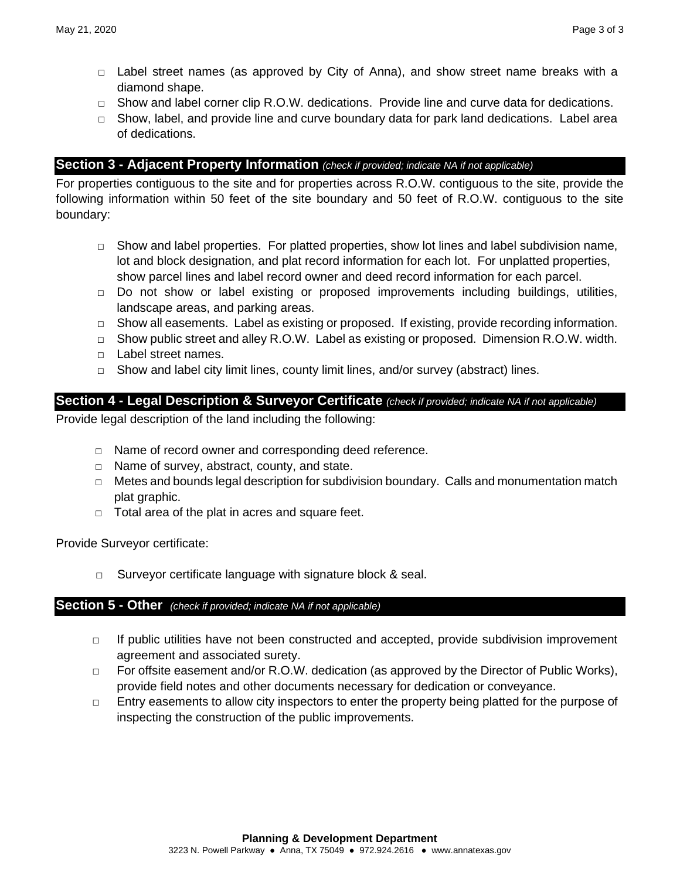- □ Label street names (as approved by City of Anna), and show street name breaks with a diamond shape.
- □ Show and label corner clip R.O.W. dedications. Provide line and curve data for dedications.
- □ Show, label, and provide line and curve boundary data for park land dedications. Label area of dedications.

## Section 3 - Adjacent Property Information *(check if provided; indicate NA if not applicable)*

For properties contiguous to the site and for properties across R.O.W. contiguous to the site, provide the following information within 50 feet of the site boundary and 50 feet of R.O.W. contiguous to the site boundary:

- □ Show and label properties. For platted properties, show lot lines and label subdivision name, lot and block designation, and plat record information for each lot. For unplatted properties, show parcel lines and label record owner and deed record information for each parcel.
- □ Do not show or label existing or proposed improvements including buildings, utilities, landscape areas, and parking areas.
- □ Show all easements. Label as existing or proposed. If existing, provide recording information.
- □ Show public street and alley R.O.W. Label as existing or proposed. Dimension R.O.W. width.
- □ Label street names.
- □ Show and label city limit lines, county limit lines, and/or survey (abstract) lines.

## Section 4 - Legal Description & Surveyor Certificate *(check if provided; indicate NA if not applicable)*

Provide legal description of the land including the following:

- □ Name of record owner and corresponding deed reference.
- □ Name of survey, abstract, county, and state.
- □ Metes and bounds legal description for subdivision boundary. Calls and monumentation match plat graphic.
- □ Total area of the plat in acres and square feet.

Provide Surveyor certificate:

- □ Surveyor certificate language with signature block & seal.

## Section 5 - Other *(check if provided; indicate NA if not applicable)*

- □ If public utilities have not been constructed and accepted, provide subdivision improvement agreement and associated surety.
- □ For offsite easement and/or R.O.W. dedication (as approved by the Director of Public Works), provide field notes and other documents necessary for dedication or conveyance.
- □ Entry easements to allow city inspectors to enter the property being platted for the purpose of inspecting the construction of the public improvements.